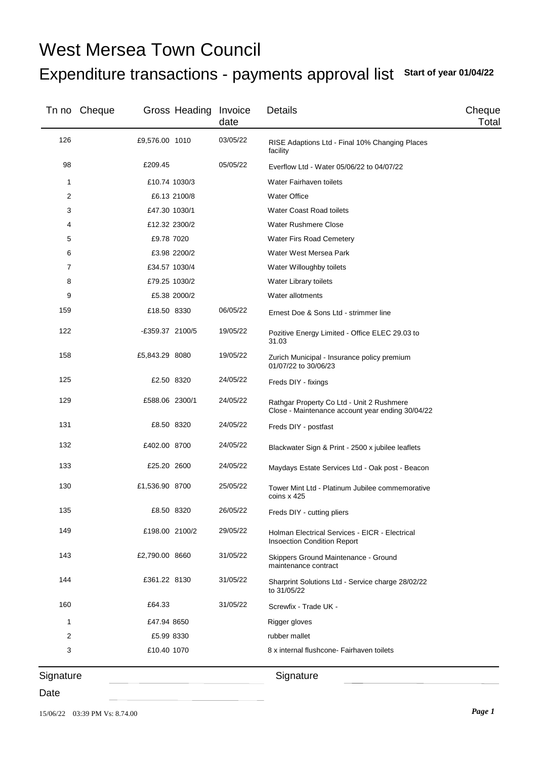# West Mersea Town Council

## Expenditure transactions - payments approval list

**Start of year 01/04/22**

| Tn no | Cheque | Gross | Heading | Invoice date | Details | Cheque Total |
|---|---|---|---|---|---|---|
| 126 | | £9,576.00 | 1010 | 03/05/22 | RISE Adaptions Ltd - Final 10% Changing Places facility | |
| 98 | | £209.45 | | 05/05/22 | Everflow Ltd - Water 05/06/22 to 04/07/22 | |
| 1 | | £10.74 | 1030/3 | | Water Fairhaven toilets | |
| 2 | | £6.13 | 2100/8 | | Water Office | |
| 3 | | £47.30 | 1030/1 | | Water Coast Road toilets | |
| 4 | | £12.32 | 2300/2 | | Water Rushmere Close | |
| 5 | | £9.78 | 7020 | | Water Firs Road Cemetery | |
| 6 | | £3.98 | 2200/2 | | Water West Mersea Park | |
| 7 | | £34.57 | 1030/4 | | Water Willoughby toilets | |
| 8 | | £79.25 | 1030/2 | | Water Library toilets | |
| 9 | | £5.38 | 2000/2 | | Water allotments | |
| 159 | | £18.50 | 8330 | 06/05/22 | Ernest Doe & Sons Ltd - strimmer line | |
| 122 | | -£359.37 | 2100/5 | 19/05/22 | Pozitive Energy Limited - Office ELEC 29.03 to 31.03 | |
| 158 | | £5,843.29 | 8080 | 19/05/22 | Zurich Municipal - Insurance policy premium 01/07/22 to 30/06/23 | |
| 125 | | £2.50 | 8320 | 24/05/22 | Freds DIY - fixings | |
| 129 | | £588.06 | 2300/1 | 24/05/22 | Rathgar Property Co Ltd - Unit 2 Rushmere Close - Maintenance account year ending 30/04/22 | |
| 131 | | £8.50 | 8320 | 24/05/22 | Freds DIY - postfast | |
| 132 | | £402.00 | 8700 | 24/05/22 | Blackwater Sign & Print - 2500 x jubilee leaflets | |
| 133 | | £25.20 | 2600 | 24/05/22 | Maydays Estate Services Ltd - Oak post - Beacon | |
| 130 | | £1,536.90 | 8700 | 25/05/22 | Tower Mint Ltd - Platinum Jubilee commemorative coins x 425 | |
| 135 | | £8.50 | 8320 | 26/05/22 | Freds DIY - cutting pliers | |
| 149 | | £198.00 | 2100/2 | 29/05/22 | Holman Electrical Services - EICR - Electrical Insoection Condition Report | |
| 143 | | £2,790.00 | 8660 | 31/05/22 | Skippers Ground Maintenance - Ground maintenance contract | |
| 144 | | £361.22 | 8130 | 31/05/22 | Sharprint Solutions Ltd - Service charge 28/02/22 to 31/05/22 | |
| 160 | | £64.33 | | 31/05/22 | Screwfix - Trade UK - | |
| 1 | | £47.94 | 8650 | | Rigger gloves | |
| 2 | | £5.99 | 8330 | | rubber mallet | |
| 3 | | £10.40 | 1070 | | 8 x internal flushcone- Fairhaven toilets | |

Signature \_\_\_\_\_\_\_\_\_\_\_\_\_\_\_\_\_\_\_\_ Signature \_\_\_\_\_\_\_\_\_\_\_\_\_\_\_\_\_\_\_\_

Date \_\_\_\_\_\_\_\_\_\_\_\_\_\_\_\_\_\_\_\_

15/06/22 03:39 PM Vs: 8.74.00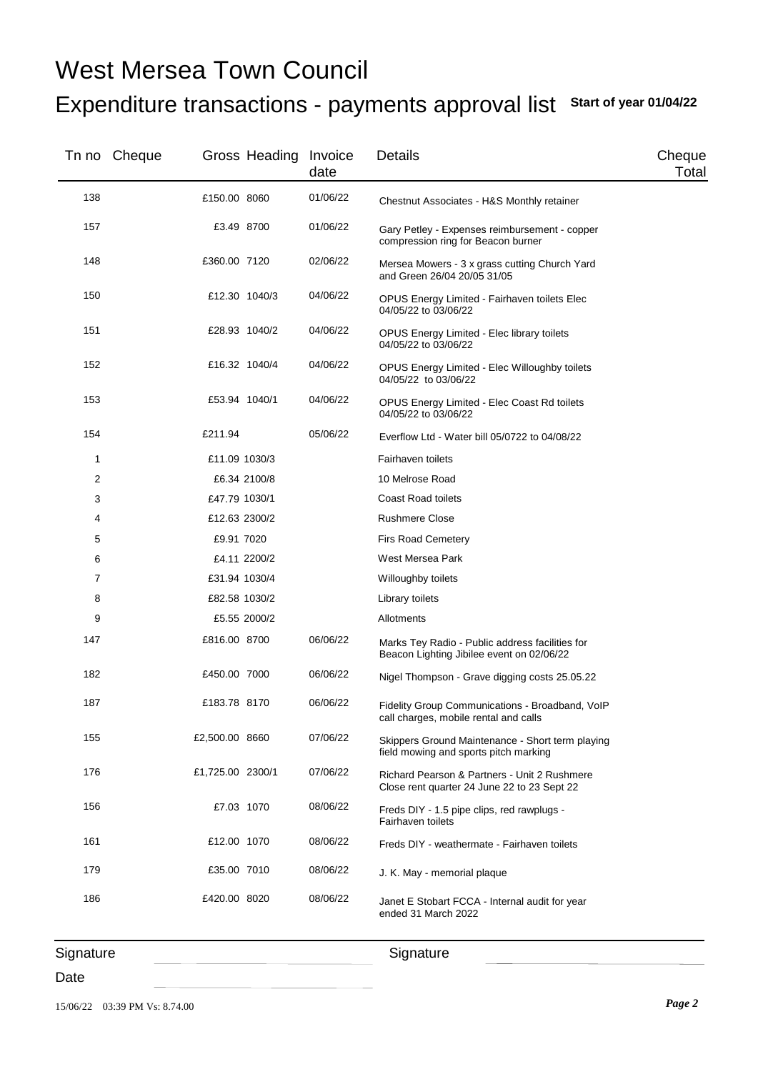# West Mersea Town Council

## Expenditure transactions - payments approval list **Start of year 01/04/22**

| Tn no | Cheque | Gross | Heading | Invoice date | Details | Cheque Total |
|---|---|---|---|---|---|---|
| 138 | | £150.00 | 8060 | 01/06/22 | Chestnut Associates - H&S Monthly retainer | |
| 157 | | £3.49 | 8700 | 01/06/22 | Gary Petley - Expenses reimbursement - copper compression ring for Beacon burner | |
| 148 | | £360.00 | 7120 | 02/06/22 | Mersea Mowers - 3 x grass cutting Church Yard and Green 26/04 20/05 31/05 | |
| 150 | | £12.30 | 1040/3 | 04/06/22 | OPUS Energy Limited - Fairhaven toilets Elec 04/05/22 to 03/06/22 | |
| 151 | | £28.93 | 1040/2 | 04/06/22 | OPUS Energy Limited - Elec library toilets 04/05/22 to 03/06/22 | |
| 152 | | £16.32 | 1040/4 | 04/06/22 | OPUS Energy Limited - Elec Willoughby toilets 04/05/22 to 03/06/22 | |
| 153 | | £53.94 | 1040/1 | 04/06/22 | OPUS Energy Limited - Elec Coast Rd toilets 04/05/22 to 03/06/22 | |
| 154 | | £211.94 | | 05/06/22 | Everflow Ltd - Water bill 05/0722 to 04/08/22 | |
| 1 | | £11.09 | 1030/3 | | Fairhaven toilets | |
| 2 | | £6.34 | 2100/8 | | 10 Melrose Road | |
| 3 | | £47.79 | 1030/1 | | Coast Road toilets | |
| 4 | | £12.63 | 2300/2 | | Rushmere Close | |
| 5 | | £9.91 | 7020 | | Firs Road Cemetery | |
| 6 | | £4.11 | 2200/2 | | West Mersea Park | |
| 7 | | £31.94 | 1030/4 | | Willoughby toilets | |
| 8 | | £82.58 | 1030/2 | | Library toilets | |
| 9 | | £5.55 | 2000/2 | | Allotments | |
| 147 | | £816.00 | 8700 | 06/06/22 | Marks Tey Radio - Public address facilities for Beacon Lighting Jibilee event on 02/06/22 | |
| 182 | | £450.00 | 7000 | 06/06/22 | Nigel Thompson - Grave digging costs 25.05.22 | |
| 187 | | £183.78 | 8170 | 06/06/22 | Fidelity Group Communications - Broadband, VoIP call charges, mobile rental and calls | |
| 155 | | £2,500.00 | 8660 | 07/06/22 | Skippers Ground Maintenance - Short term playing field mowing and sports pitch marking | |
| 176 | | £1,725.00 | 2300/1 | 07/06/22 | Richard Pearson & Partners - Unit 2 Rushmere Close rent quarter 24 June 22 to 23 Sept 22 | |
| 156 | | £7.03 | 1070 | 08/06/22 | Freds DIY - 1.5 pipe clips, red rawplugs - Fairhaven toilets | |
| 161 | | £12.00 | 1070 | 08/06/22 | Freds DIY - weathermate - Fairhaven toilets | |
| 179 | | £35.00 | 7010 | 08/06/22 | J. K. May - memorial plaque | |
| 186 | | £420.00 | 8020 | 08/06/22 | Janet E Stobart FCCA - Internal audit for year ended 31 March 2022 | |

Signature ____________________ Signature ____________________

Date ____________________

15/06/22 03:39 PM Vs: 8.74.00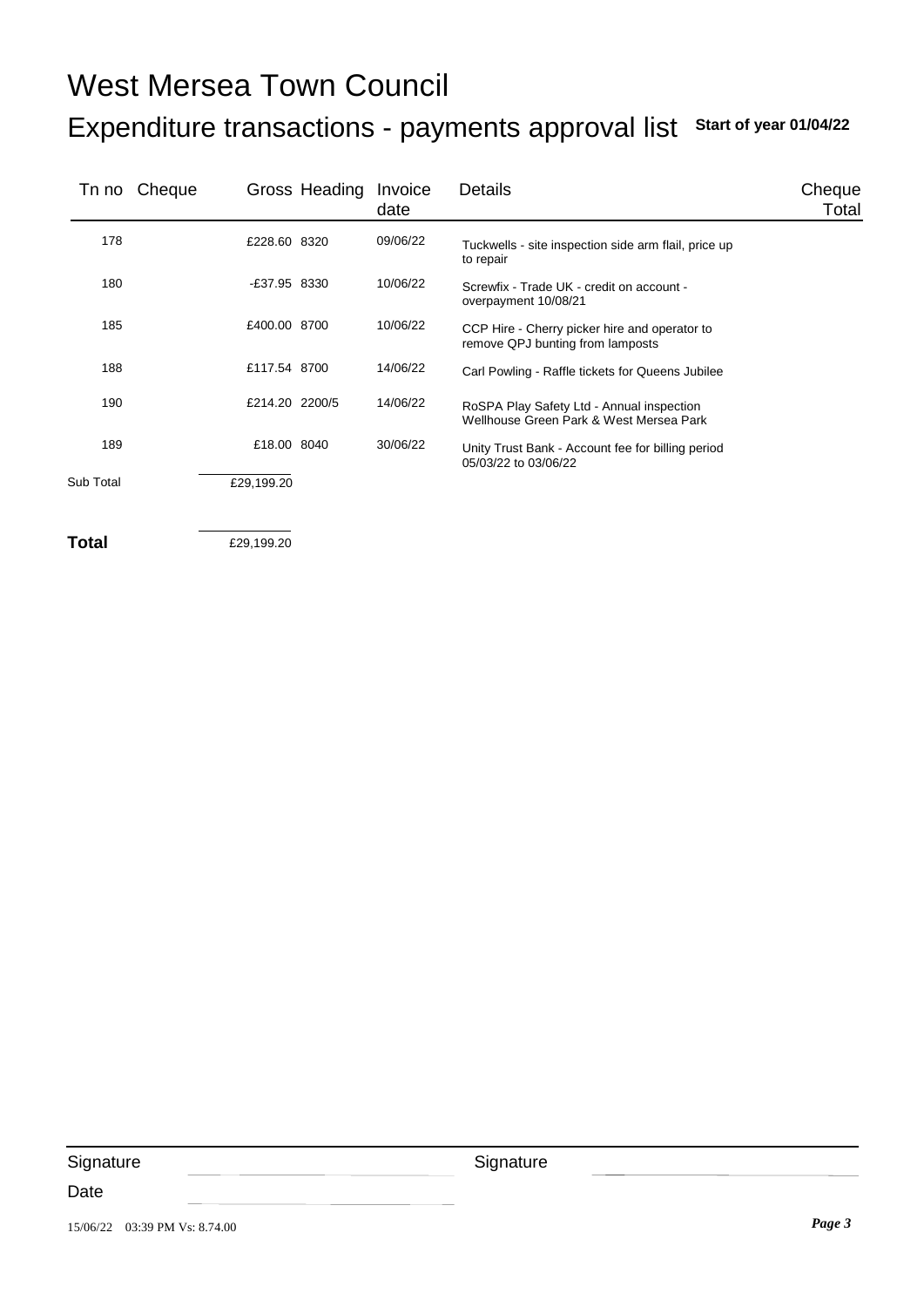# West Mersea Town Council

## Expenditure transactions - payments approval list

**Start of year 01/04/22**

| Tn no | Cheque | Gross | Heading | Invoice date | Details | Cheque Total |
|---|---|---|---|---|---|---|
| 178 | | £228.60 | 8320 | 09/06/22 | Tuckwells - site inspection side arm flail, price up to repair | |
| 180 | | -£37.95 | 8330 | 10/06/22 | Screwfix - Trade UK - credit on account - overpayment 10/08/21 | |
| 185 | | £400.00 | 8700 | 10/06/22 | CCP Hire - Cherry picker hire and operator to remove QPJ bunting from lamposts | |
| 188 | | £117.54 | 8700 | 14/06/22 | Carl Powling - Raffle tickets for Queens Jubilee | |
| 190 | | £214.20 | 2200/5 | 14/06/22 | RoSPA Play Safety Ltd - Annual inspection Wellhouse Green Park & West Mersea Park | |
| 189 | | £18.00 | 8040 | 30/06/22 | Unity Trust Bank - Account fee for billing period 05/03/22 to 03/06/22 | |
| Sub Total | | £29,199.20 | | | | |
| **Total** | | £29,199.20 | | | | |

Signature

Date

Signature

15/06/22 03:39 PM Vs: 8.74.00